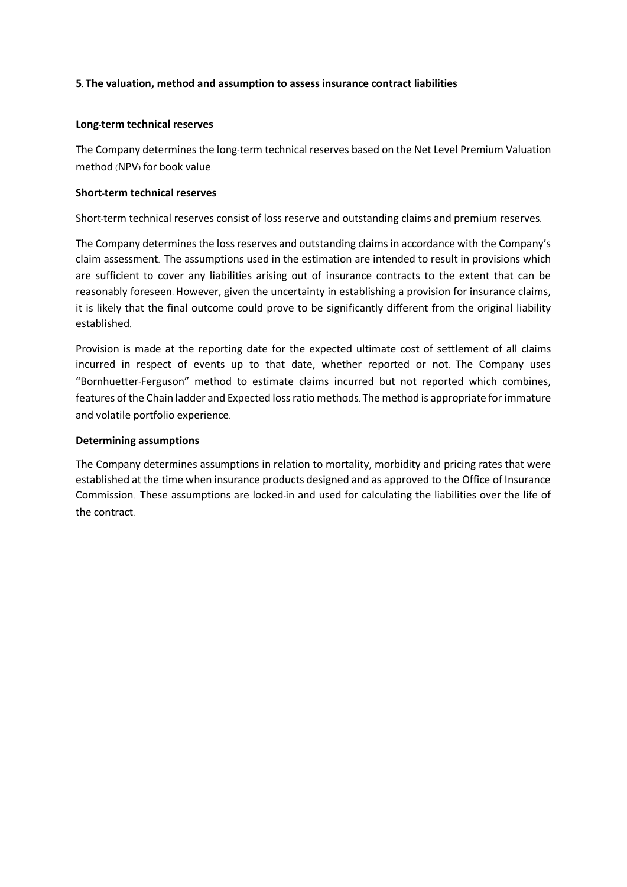**5. The valuation, method and assumption to assess insurance contract liabilities**

**Long-term technical reserves**

The Company determines the long-term technical reserves based on the Net Level Premium Valuation method (NPV) for book value.

**Short-term technical reserves**

Short-term technical reserves consist of loss reserve and outstanding claims and premium reserves.

The Company determines the loss reserves and outstanding claims in accordance with the Company's claim assessment. The assumptions used in the estimation are intended to result in provisions which are sufficient to cover any liabilities arising out of insurance contracts to the extent that can be reasonably foreseen. However, given the uncertainty in establishing a provision for insurance claims, it is likely that the final outcome could prove to be significantly different from the original liability established.

Provision is made at the reporting date for the expected ultimate cost of settlement of all claims incurred in respect of events up to that date, whether reported or not. The Company uses "Bornhuetter-Ferguson" method to estimate claims incurred but not reported which combines, features of the Chain ladder and Expected loss ratio methods. The method is appropriate for immature and volatile portfolio experience.

**Determining assumptions**

The Company determines assumptions in relation to mortality, morbidity and pricing rates that were established at the time when insurance products designed and as approved to the Office of Insurance Commission. These assumptions are locked-in and used for calculating the liabilities over the life of the contract.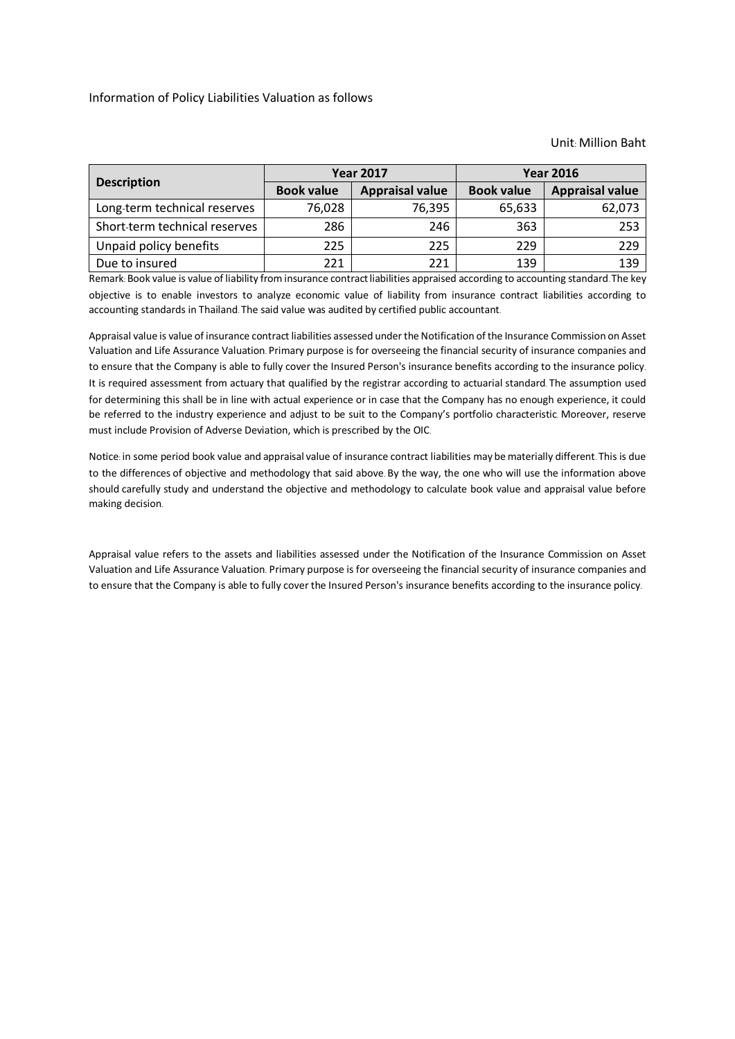Information of Policy Liabilities Valuation as follows

Unit: Million Baht

| Description | Year 2017 | | Year 2016 | |
|---|---|---|---|---|
| | Book value | Appraisal value | Book value | Appraisal value |
| Long-term technical reserves | 76,028 | 76,395 | 65,633 | 62,073 |
| Short-term technical reserves | 286 | 246 | 363 | 253 |
| Unpaid policy benefits | 225 | 225 | 229 | 229 |
| Due to insured | 221 | 221 | 139 | 139 |

Remark: Book value is value of liability from insurance contract liabilities appraised according to accounting standard. The key objective is to enable investors to analyze economic value of liability from insurance contract liabilities according to accounting standards in Thailand. The said value was audited by certified public accountant.

Appraisal value is value of insurance contract liabilities assessed under the Notification of the Insurance Commission on Asset Valuation and Life Assurance Valuation. Primary purpose is for overseeing the financial security of insurance companies and to ensure that the Company is able to fully cover the Insured Person's insurance benefits according to the insurance policy. It is required assessment from actuary that qualified by the registrar according to actuarial standard. The assumption used for determining this shall be in line with actual experience or in case that the Company has no enough experience, it could be referred to the industry experience and adjust to be suit to the Company's portfolio characteristic. Moreover, reserve must include Provision of Adverse Deviation, which is prescribed by the OIC.

Notice: in some period book value and appraisal value of insurance contract liabilities may be materially different. This is due to the differences of objective and methodology that said above. By the way, the one who will use the information above should carefully study and understand the objective and methodology to calculate book value and appraisal value before making decision.

Appraisal value refers to the assets and liabilities assessed under the Notification of the Insurance Commission on Asset Valuation and Life Assurance Valuation. Primary purpose is for overseeing the financial security of insurance companies and to ensure that the Company is able to fully cover the Insured Person's insurance benefits according to the insurance policy.